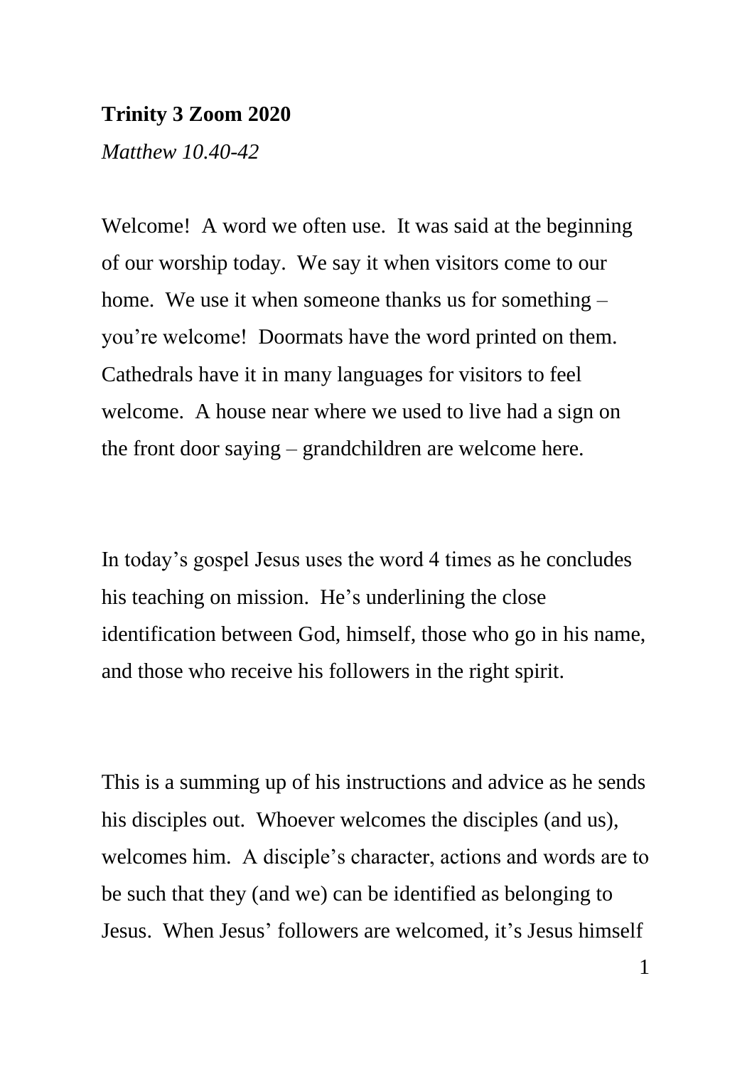**Trinity 3 Zoom 2020**

*Matthew 10.40-42*

Welcome! A word we often use. It was said at the beginning of our worship today. We say it when visitors come to our home. We use it when someone thanks us for something – you're welcome! Doormats have the word printed on them. Cathedrals have it in many languages for visitors to feel welcome. A house near where we used to live had a sign on the front door saying – grandchildren are welcome here.

In today's gospel Jesus uses the word 4 times as he concludes his teaching on mission. He's underlining the close identification between God, himself, those who go in his name, and those who receive his followers in the right spirit.

This is a summing up of his instructions and advice as he sends his disciples out. Whoever welcomes the disciples (and us), welcomes him. A disciple's character, actions and words are to be such that they (and we) can be identified as belonging to Jesus. When Jesus' followers are welcomed, it's Jesus himself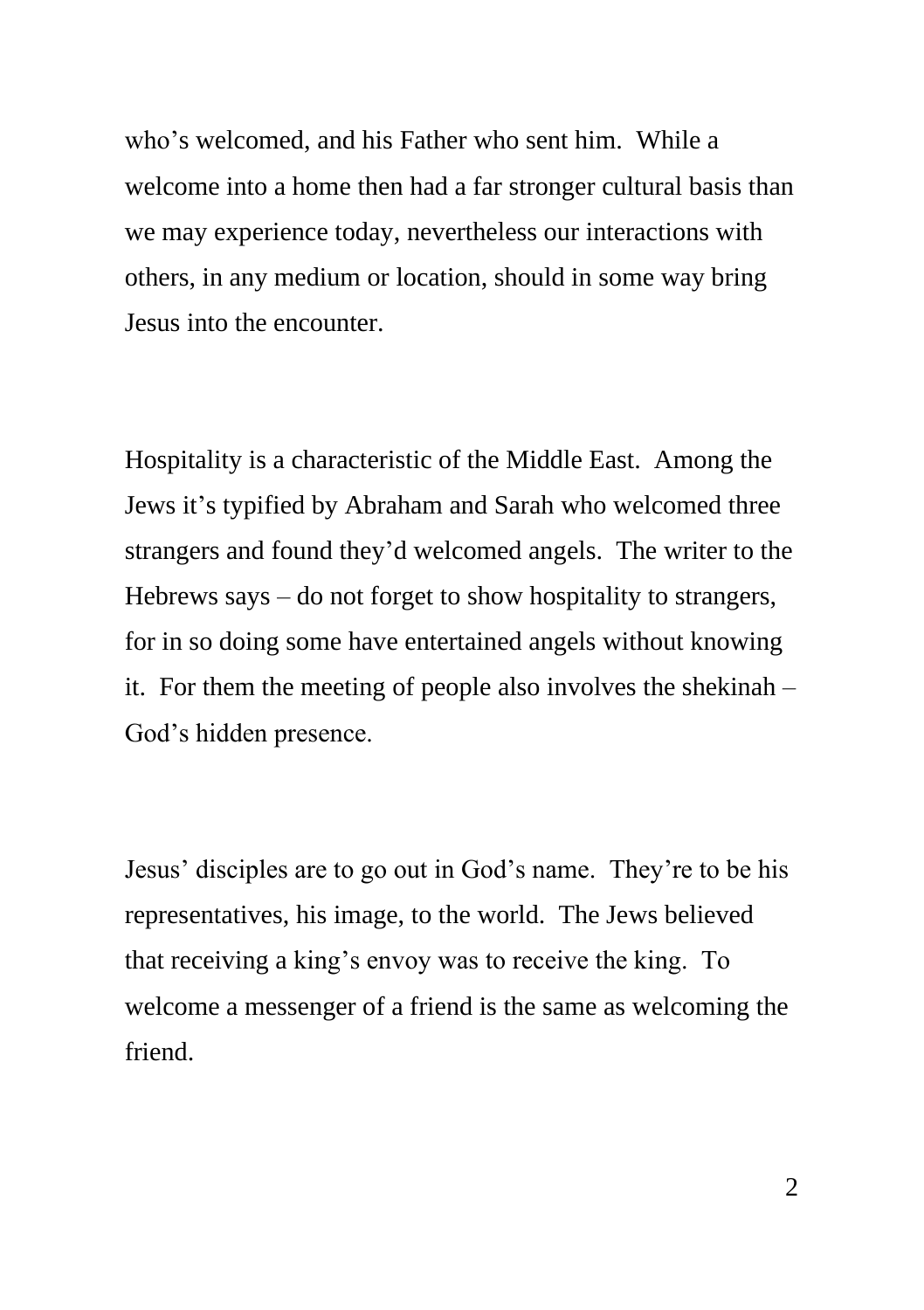who's welcomed, and his Father who sent him. While a welcome into a home then had a far stronger cultural basis than we may experience today, nevertheless our interactions with others, in any medium or location, should in some way bring Jesus into the encounter.

Hospitality is a characteristic of the Middle East. Among the Jews it's typified by Abraham and Sarah who welcomed three strangers and found they'd welcomed angels. The writer to the Hebrews says – do not forget to show hospitality to strangers, for in so doing some have entertained angels without knowing it. For them the meeting of people also involves the shekinah – God's hidden presence.

Jesus' disciples are to go out in God's name. They're to be his representatives, his image, to the world. The Jews believed that receiving a king's envoy was to receive the king. To welcome a messenger of a friend is the same as welcoming the friend.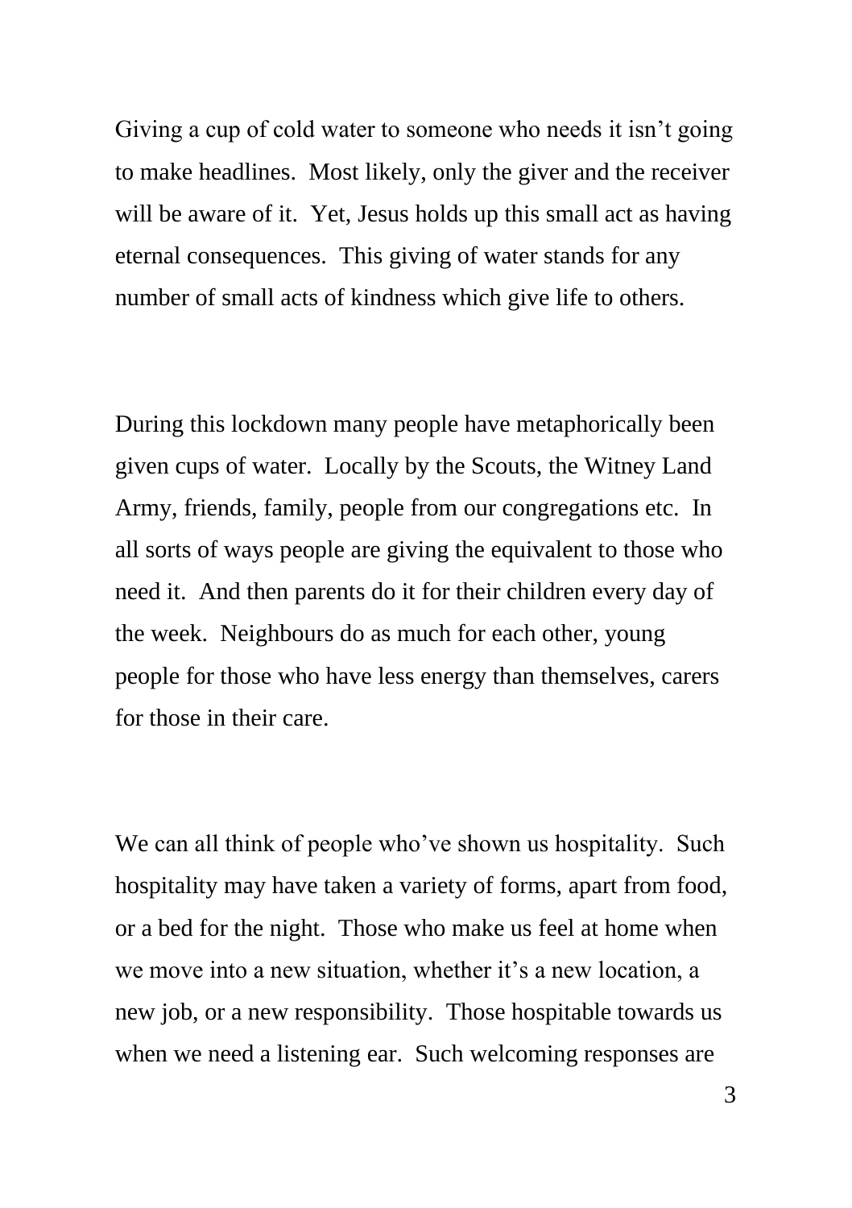Giving a cup of cold water to someone who needs it isn't going to make headlines. Most likely, only the giver and the receiver will be aware of it. Yet, Jesus holds up this small act as having eternal consequences. This giving of water stands for any number of small acts of kindness which give life to others.

During this lockdown many people have metaphorically been given cups of water. Locally by the Scouts, the Witney Land Army, friends, family, people from our congregations etc. In all sorts of ways people are giving the equivalent to those who need it. And then parents do it for their children every day of the week. Neighbours do as much for each other, young people for those who have less energy than themselves, carers for those in their care.

We can all think of people who've shown us hospitality. Such hospitality may have taken a variety of forms, apart from food, or a bed for the night. Those who make us feel at home when we move into a new situation, whether it's a new location, a new job, or a new responsibility. Those hospitable towards us when we need a listening ear. Such welcoming responses are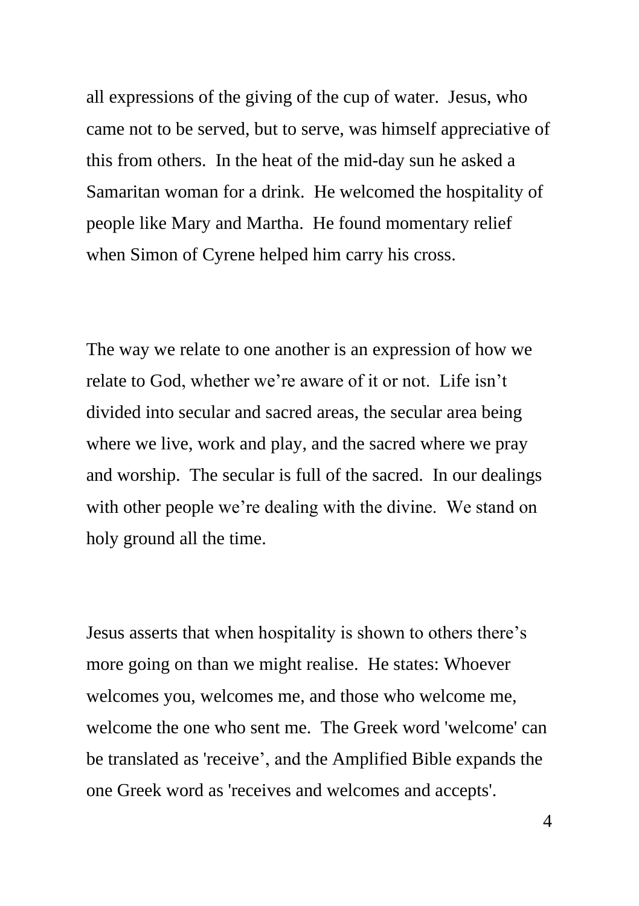all expressions of the giving of the cup of water. Jesus, who came not to be served, but to serve, was himself appreciative of this from others. In the heat of the mid-day sun he asked a Samaritan woman for a drink. He welcomed the hospitality of people like Mary and Martha. He found momentary relief when Simon of Cyrene helped him carry his cross.

The way we relate to one another is an expression of how we relate to God, whether we're aware of it or not. Life isn't divided into secular and sacred areas, the secular area being where we live, work and play, and the sacred where we pray and worship. The secular is full of the sacred. In our dealings with other people we're dealing with the divine. We stand on holy ground all the time.

Jesus asserts that when hospitality is shown to others there's more going on than we might realise. He states: Whoever welcomes you, welcomes me, and those who welcome me, welcome the one who sent me. The Greek word 'welcome' can be translated as 'receive', and the Amplified Bible expands the one Greek word as 'receives and welcomes and accepts'.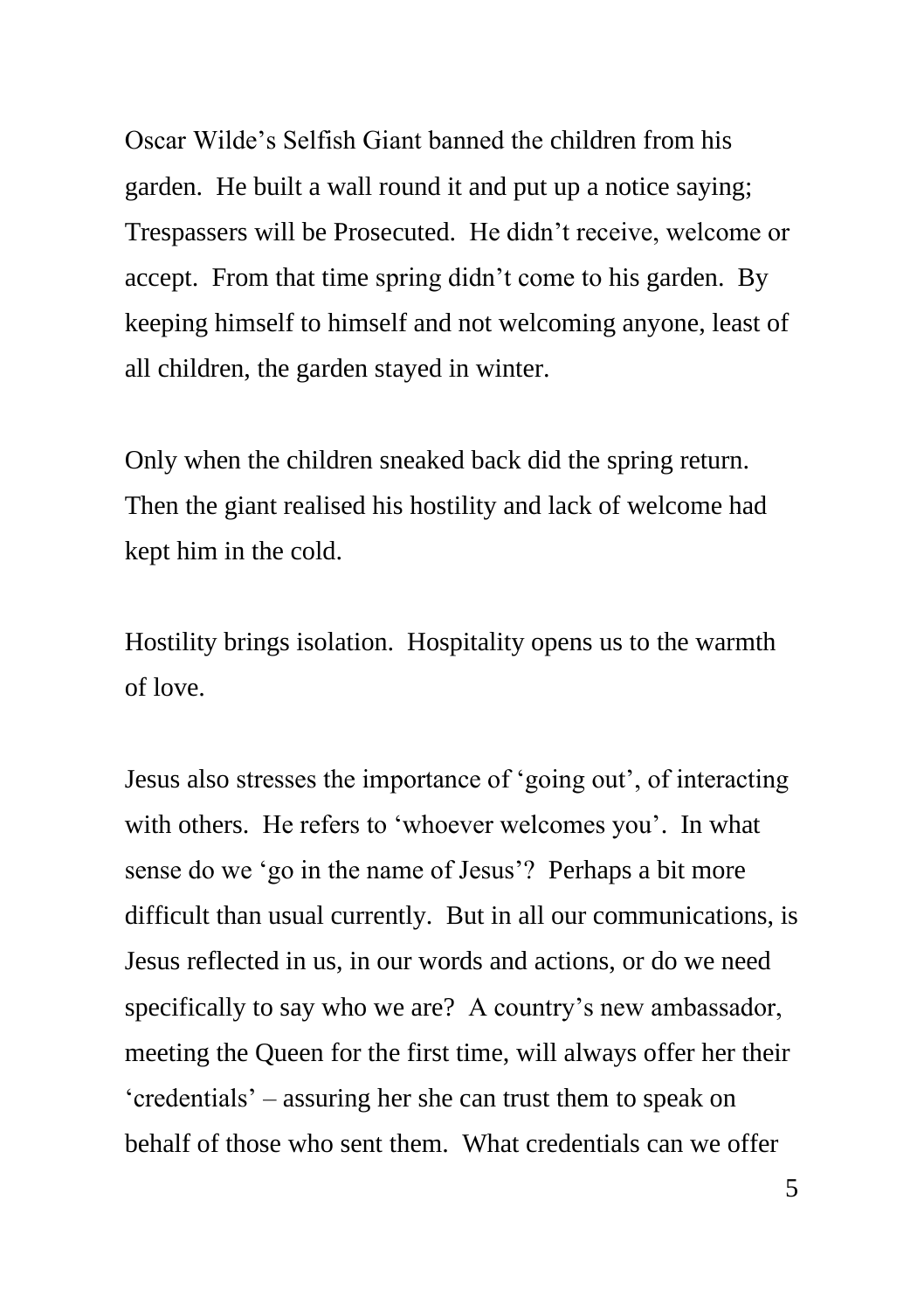Oscar Wilde's Selfish Giant banned the children from his garden. He built a wall round it and put up a notice saying; Trespassers will be Prosecuted. He didn't receive, welcome or accept. From that time spring didn't come to his garden. By keeping himself to himself and not welcoming anyone, least of all children, the garden stayed in winter.

Only when the children sneaked back did the spring return. Then the giant realised his hostility and lack of welcome had kept him in the cold.

Hostility brings isolation. Hospitality opens us to the warmth of love.

Jesus also stresses the importance of 'going out', of interacting with others. He refers to 'whoever welcomes you'. In what sense do we 'go in the name of Jesus'? Perhaps a bit more difficult than usual currently. But in all our communications, is Jesus reflected in us, in our words and actions, or do we need specifically to say who we are? A country's new ambassador, meeting the Queen for the first time, will always offer her their 'credentials' – assuring her she can trust them to speak on behalf of those who sent them. What credentials can we offer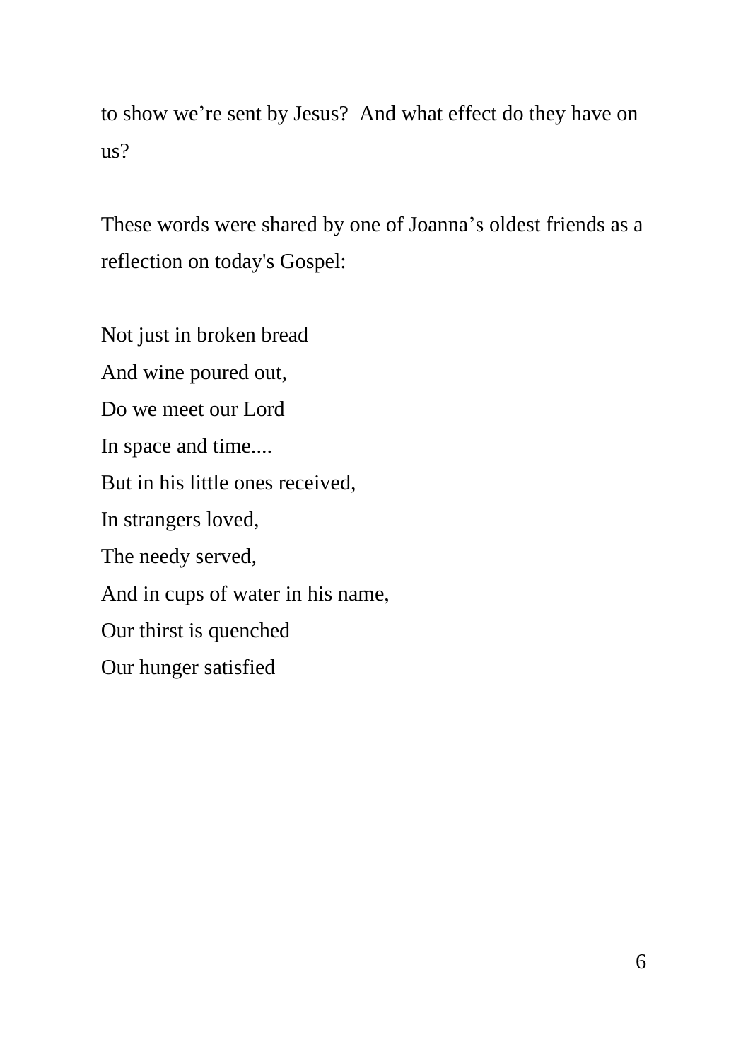to show we're sent by Jesus?  And what effect do they have on us?

These words were shared by one of Joanna's oldest friends as a reflection on today's Gospel:

Not just in broken bread  
And wine poured out,  
Do we meet our Lord  
In space and time....  
But in his little ones received,  
In strangers loved,  
The needy served,  
And in cups of water in his name,  
Our thirst is quenched  
Our hunger satisfied